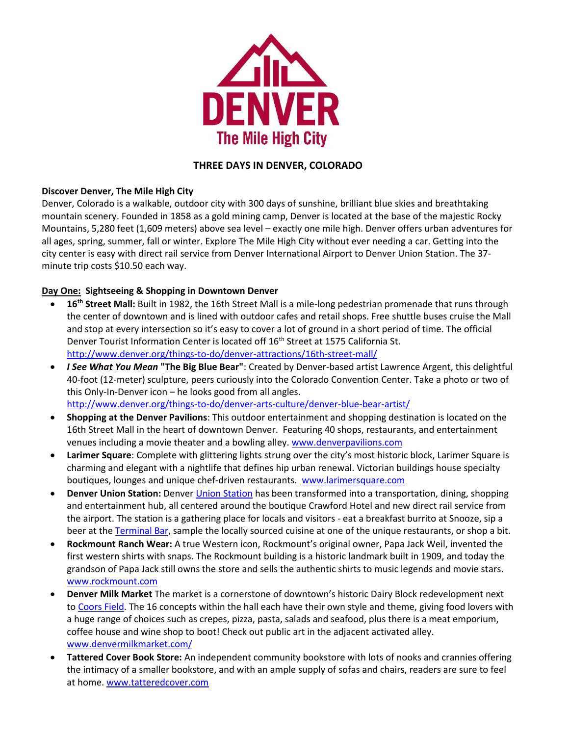# THREE DAYS IN DENVER, COLORADO

**Discover Denver, The Mile High City**

Denver, Colorado is a walkable, outdoor city with 300 days of sunshine, brilliant blue skies and breathtaking mountain scenery. Founded in 1858 as a gold mining camp, Denver is located at the base of the majestic Rocky Mountains, 5,280 feet (1,609 meters) above sea level – exactly one mile high. Denver offers urban adventures for all ages, spring, summer, fall or winter. Explore The Mile High City without ever needing a car. Getting into the city center is easy with direct rail service from Denver International Airport to Denver Union Station. The 37-minute trip costs $10.50 each way.

## Day One: Sightseeing & Shopping in Downtown Denver

- **16th Street Mall:** Built in 1982, the 16th Street Mall is a mile-long pedestrian promenade that runs through the center of downtown and is lined with outdoor cafes and retail shops. Free shuttle buses cruise the Mall and stop at every intersection so it's easy to cover a lot of ground in a short period of time. The official Denver Tourist Information Center is located off 16th Street at 1575 California St. http://www.denver.org/things-to-do/denver-attractions/16th-street-mall/
- ***I See What You Mean* "The Big Blue Bear"**: Created by Denver-based artist Lawrence Argent, this delightful 40-foot (12-meter) sculpture, peers curiously into the Colorado Convention Center. Take a photo or two of this Only-In-Denver icon – he looks good from all angles. http://www.denver.org/things-to-do/denver-arts-culture/denver-blue-bear-artist/
- **Shopping at the Denver Pavilions**: This outdoor entertainment and shopping destination is located on the 16th Street Mall in the heart of downtown Denver. Featuring 40 shops, restaurants, and entertainment venues including a movie theater and a bowling alley. www.denverpavilions.com
- **Larimer Square**: Complete with glittering lights strung over the city's most historic block, Larimer Square is charming and elegant with a nightlife that defines hip urban renewal. Victorian buildings house specialty boutiques, lounges and unique chef-driven restaurants. www.larimersquare.com
- **Denver Union Station:** Denver Union Station has been transformed into a transportation, dining, shopping and entertainment hub, all centered around the boutique Crawford Hotel and new direct rail service from the airport. The station is a gathering place for locals and visitors - eat a breakfast burrito at Snooze, sip a beer at the Terminal Bar, sample the locally sourced cuisine at one of the unique restaurants, or shop a bit.
- **Rockmount Ranch Wear:** A true Western icon, Rockmount's original owner, Papa Jack Weil, invented the first western shirts with snaps. The Rockmount building is a historic landmark built in 1909, and today the grandson of Papa Jack still owns the store and sells the authentic shirts to music legends and movie stars. www.rockmount.com
- **Denver Milk Market** The market is a cornerstone of downtown's historic Dairy Block redevelopment next to Coors Field. The 16 concepts within the hall each have their own style and theme, giving food lovers with a huge range of choices such as crepes, pizza, pasta, salads and seafood, plus there is a meat emporium, coffee house and wine shop to boot! Check out public art in the adjacent activated alley. www.denvermilkmarket.com/
- **Tattered Cover Book Store:** An independent community bookstore with lots of nooks and crannies offering the intimacy of a smaller bookstore, and with an ample supply of sofas and chairs, readers are sure to feel at home. www.tatteredcover.com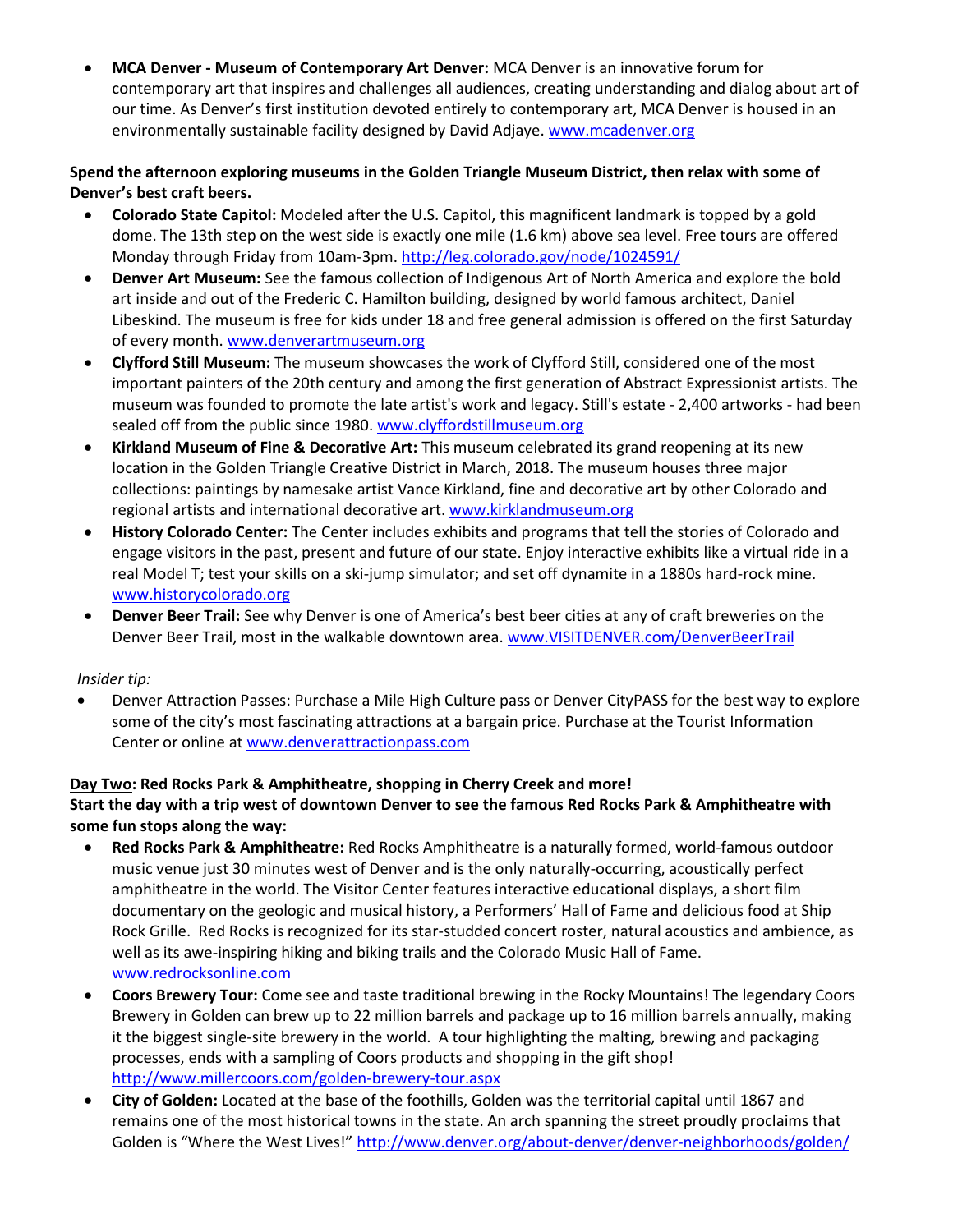- **MCA Denver - Museum of Contemporary Art Denver:** MCA Denver is an innovative forum for contemporary art that inspires and challenges all audiences, creating understanding and dialog about art of our time. As Denver's first institution devoted entirely to contemporary art, MCA Denver is housed in an environmentally sustainable facility designed by David Adjaye. www.mcadenver.org

**Spend the afternoon exploring museums in the Golden Triangle Museum District, then relax with some of Denver's best craft beers.**

- **Colorado State Capitol:** Modeled after the U.S. Capitol, this magnificent landmark is topped by a gold dome. The 13th step on the west side is exactly one mile (1.6 km) above sea level. Free tours are offered Monday through Friday from 10am-3pm. http://leg.colorado.gov/node/1024591/
- **Denver Art Museum:** See the famous collection of Indigenous Art of North America and explore the bold art inside and out of the Frederic C. Hamilton building, designed by world famous architect, Daniel Libeskind. The museum is free for kids under 18 and free general admission is offered on the first Saturday of every month. www.denverartmuseum.org
- **Clyfford Still Museum:** The museum showcases the work of Clyfford Still, considered one of the most important painters of the 20th century and among the first generation of Abstract Expressionist artists. The museum was founded to promote the late artist's work and legacy. Still's estate - 2,400 artworks - had been sealed off from the public since 1980. www.clyffordstillmuseum.org
- **Kirkland Museum of Fine & Decorative Art:** This museum celebrated its grand reopening at its new location in the Golden Triangle Creative District in March, 2018. The museum houses three major collections: paintings by namesake artist Vance Kirkland, fine and decorative art by other Colorado and regional artists and international decorative art. www.kirklandmuseum.org
- **History Colorado Center:** The Center includes exhibits and programs that tell the stories of Colorado and engage visitors in the past, present and future of our state. Enjoy interactive exhibits like a virtual ride in a real Model T; test your skills on a ski-jump simulator; and set off dynamite in a 1880s hard-rock mine. www.historycolorado.org
- **Denver Beer Trail:** See why Denver is one of America's best beer cities at any of craft breweries on the Denver Beer Trail, most in the walkable downtown area. www.VISITDENVER.com/DenverBeerTrail

*Insider tip:*

- Denver Attraction Passes: Purchase a Mile High Culture pass or Denver CityPASS for the best way to explore some of the city's most fascinating attractions at a bargain price. Purchase at the Tourist Information Center or online at www.denverattractionpass.com

**Day Two: Red Rocks Park & Amphitheatre, shopping in Cherry Creek and more!**

**Start the day with a trip west of downtown Denver to see the famous Red Rocks Park & Amphitheatre with some fun stops along the way:**

- **Red Rocks Park & Amphitheatre:** Red Rocks Amphitheatre is a naturally formed, world-famous outdoor music venue just 30 minutes west of Denver and is the only naturally-occurring, acoustically perfect amphitheatre in the world. The Visitor Center features interactive educational displays, a short film documentary on the geologic and musical history, a Performers' Hall of Fame and delicious food at Ship Rock Grille. Red Rocks is recognized for its star-studded concert roster, natural acoustics and ambience, as well as its awe-inspiring hiking and biking trails and the Colorado Music Hall of Fame. www.redrocksonline.com
- **Coors Brewery Tour:** Come see and taste traditional brewing in the Rocky Mountains! The legendary Coors Brewery in Golden can brew up to 22 million barrels and package up to 16 million barrels annually, making it the biggest single-site brewery in the world. A tour highlighting the malting, brewing and packaging processes, ends with a sampling of Coors products and shopping in the gift shop! http://www.millercoors.com/golden-brewery-tour.aspx
- **City of Golden:** Located at the base of the foothills, Golden was the territorial capital until 1867 and remains one of the most historical towns in the state. An arch spanning the street proudly proclaims that Golden is "Where the West Lives!" http://www.denver.org/about-denver/denver-neighborhoods/golden/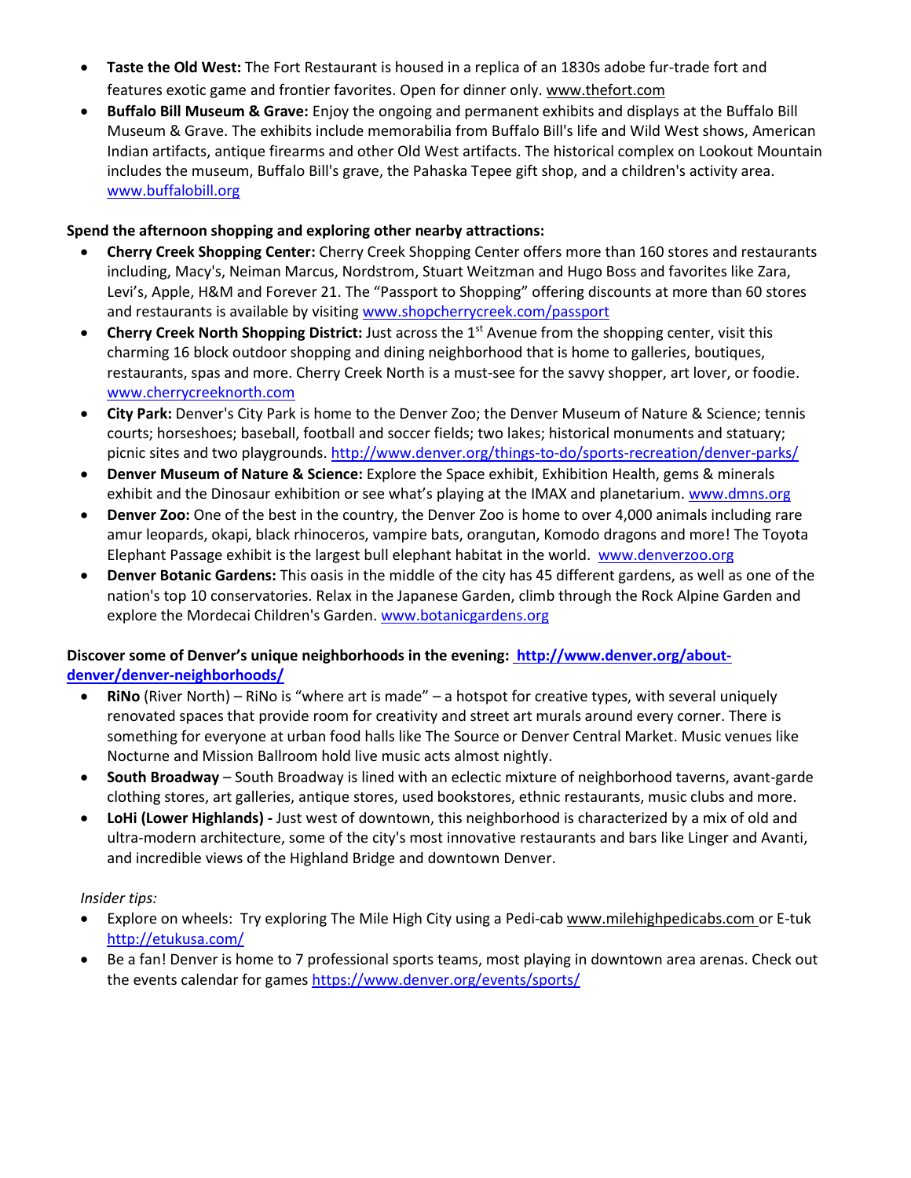- **Taste the Old West:** The Fort Restaurant is housed in a replica of an 1830s adobe fur-trade fort and features exotic game and frontier favorites. Open for dinner only. www.thefort.com
- **Buffalo Bill Museum & Grave:** Enjoy the ongoing and permanent exhibits and displays at the Buffalo Bill Museum & Grave. The exhibits include memorabilia from Buffalo Bill's life and Wild West shows, American Indian artifacts, antique firearms and other Old West artifacts. The historical complex on Lookout Mountain includes the museum, Buffalo Bill's grave, the Pahaska Tepee gift shop, and a children's activity area. www.buffalobill.org

**Spend the afternoon shopping and exploring other nearby attractions:**

- **Cherry Creek Shopping Center:** Cherry Creek Shopping Center offers more than 160 stores and restaurants including, Macy's, Neiman Marcus, Nordstrom, Stuart Weitzman and Hugo Boss and favorites like Zara, Levi's, Apple, H&M and Forever 21. The "Passport to Shopping" offering discounts at more than 60 stores and restaurants is available by visiting www.shopcherrycreek.com/passport
- **Cherry Creek North Shopping District:** Just across the 1st Avenue from the shopping center, visit this charming 16 block outdoor shopping and dining neighborhood that is home to galleries, boutiques, restaurants, spas and more. Cherry Creek North is a must-see for the savvy shopper, art lover, or foodie. www.cherrycreeknorth.com
- **City Park:** Denver's City Park is home to the Denver Zoo; the Denver Museum of Nature & Science; tennis courts; horseshoes; baseball, football and soccer fields; two lakes; historical monuments and statuary; picnic sites and two playgrounds. http://www.denver.org/things-to-do/sports-recreation/denver-parks/
- **Denver Museum of Nature & Science:** Explore the Space exhibit, Exhibition Health, gems & minerals exhibit and the Dinosaur exhibition or see what's playing at the IMAX and planetarium. www.dmns.org
- **Denver Zoo:** One of the best in the country, the Denver Zoo is home to over 4,000 animals including rare amur leopards, okapi, black rhinoceros, vampire bats, orangutan, Komodo dragons and more! The Toyota Elephant Passage exhibit is the largest bull elephant habitat in the world. www.denverzoo.org
- **Denver Botanic Gardens:** This oasis in the middle of the city has 45 different gardens, as well as one of the nation's top 10 conservatories. Relax in the Japanese Garden, climb through the Rock Alpine Garden and explore the Mordecai Children's Garden. www.botanicgardens.org

**Discover some of Denver's unique neighborhoods in the evening: http://www.denver.org/about-denver/denver-neighborhoods/**

- **RiNo** (River North) – RiNo is "where art is made" – a hotspot for creative types, with several uniquely renovated spaces that provide room for creativity and street art murals around every corner. There is something for everyone at urban food halls like The Source or Denver Central Market. Music venues like Nocturne and Mission Ballroom hold live music acts almost nightly.
- **South Broadway** – South Broadway is lined with an eclectic mixture of neighborhood taverns, avant-garde clothing stores, art galleries, antique stores, used bookstores, ethnic restaurants, music clubs and more.
- **LoHi (Lower Highlands) -** Just west of downtown, this neighborhood is characterized by a mix of old and ultra-modern architecture, some of the city's most innovative restaurants and bars like Linger and Avanti, and incredible views of the Highland Bridge and downtown Denver.

*Insider tips:*

- Explore on wheels: Try exploring The Mile High City using a Pedi-cab www.milehighpedicabs.com or E-tuk http://etukusa.com/
- Be a fan! Denver is home to 7 professional sports teams, most playing in downtown area arenas. Check out the events calendar for games https://www.denver.org/events/sports/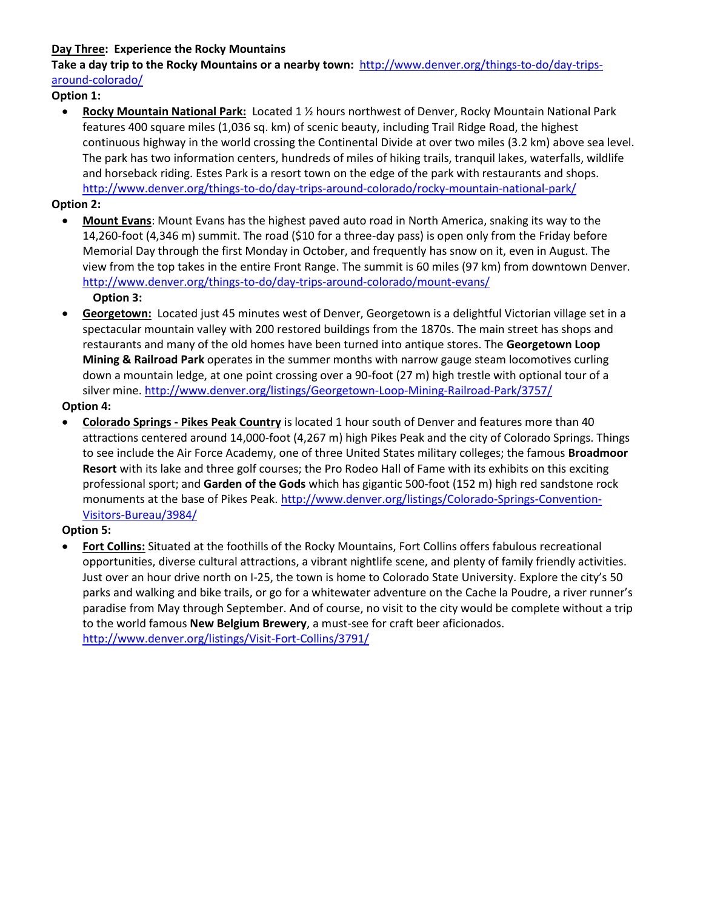**Day Three: Experience the Rocky Mountains**

**Take a day trip to the Rocky Mountains or a nearby town:** http://www.denver.org/things-to-do/day-trips-around-colorado/

**Option 1:**

- **Rocky Mountain National Park:** Located 1 ½ hours northwest of Denver, Rocky Mountain National Park features 400 square miles (1,036 sq. km) of scenic beauty, including Trail Ridge Road, the highest continuous highway in the world crossing the Continental Divide at over two miles (3.2 km) above sea level. The park has two information centers, hundreds of miles of hiking trails, tranquil lakes, waterfalls, wildlife and horseback riding. Estes Park is a resort town on the edge of the park with restaurants and shops. http://www.denver.org/things-to-do/day-trips-around-colorado/rocky-mountain-national-park/

**Option 2:**

- **Mount Evans**: Mount Evans has the highest paved auto road in North America, snaking its way to the 14,260-foot (4,346 m) summit. The road ($10 for a three-day pass) is open only from the Friday before Memorial Day through the first Monday in October, and frequently has snow on it, even in August. The view from the top takes in the entire Front Range. The summit is 60 miles (97 km) from downtown Denver. http://www.denver.org/things-to-do/day-trips-around-colorado/mount-evans/

**Option 3:**

- **Georgetown:** Located just 45 minutes west of Denver, Georgetown is a delightful Victorian village set in a spectacular mountain valley with 200 restored buildings from the 1870s. The main street has shops and restaurants and many of the old homes have been turned into antique stores. The **Georgetown Loop Mining & Railroad Park** operates in the summer months with narrow gauge steam locomotives curling down a mountain ledge, at one point crossing over a 90-foot (27 m) high trestle with optional tour of a silver mine. http://www.denver.org/listings/Georgetown-Loop-Mining-Railroad-Park/3757/

**Option 4:**

- **Colorado Springs - Pikes Peak Country** is located 1 hour south of Denver and features more than 40 attractions centered around 14,000-foot (4,267 m) high Pikes Peak and the city of Colorado Springs. Things to see include the Air Force Academy, one of three United States military colleges; the famous **Broadmoor Resort** with its lake and three golf courses; the Pro Rodeo Hall of Fame with its exhibits on this exciting professional sport; and **Garden of the Gods** which has gigantic 500-foot (152 m) high red sandstone rock monuments at the base of Pikes Peak. http://www.denver.org/listings/Colorado-Springs-Convention-Visitors-Bureau/3984/

**Option 5:**

- **Fort Collins:** Situated at the foothills of the Rocky Mountains, Fort Collins offers fabulous recreational opportunities, diverse cultural attractions, a vibrant nightlife scene, and plenty of family friendly activities. Just over an hour drive north on I-25, the town is home to Colorado State University. Explore the city's 50 parks and walking and bike trails, or go for a whitewater adventure on the Cache la Poudre, a river runner's paradise from May through September. And of course, no visit to the city would be complete without a trip to the world famous **New Belgium Brewery**, a must-see for craft beer aficionados. http://www.denver.org/listings/Visit-Fort-Collins/3791/